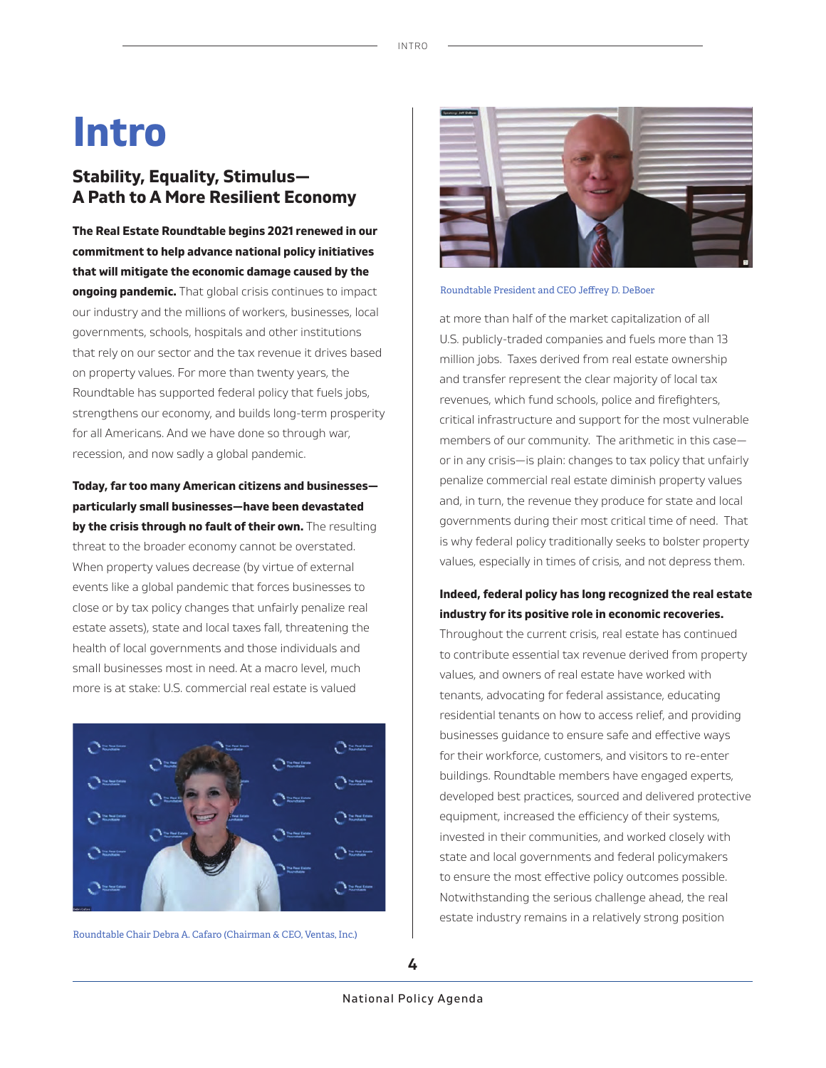# Intro

## Stability, Equality, Stimulus— A Path to A More Resilient Economy

**The Real Estate Roundtable begins 2021 renewed in our commitment to help advance national policy initiatives that will mitigate the economic damage caused by the ongoing pandemic.** That global crisis continues to impact our industry and the millions of workers, businesses, local governments, schools, hospitals and other institutions that rely on our sector and the tax revenue it drives based on property values. For more than twenty years, the Roundtable has supported federal policy that fuels jobs, strengthens our economy, and builds long-term prosperity for all Americans. And we have done so through war, recession, and now sadly a global pandemic.

**Today, far too many American citizens and businesses—particularly small businesses—have been devastated by the crisis through no fault of their own.** The resulting threat to the broader economy cannot be overstated. When property values decrease (by virtue of external events like a global pandemic that forces businesses to close or by tax policy changes that unfairly penalize real estate assets), state and local taxes fall, threatening the health of local governments and those individuals and small businesses most in need. At a macro level, much more is at stake: U.S. commercial real estate is valued at more than half of the market capitalization of all U.S. publicly-traded companies and fuels more than 13 million jobs. Taxes derived from real estate ownership and transfer represent the clear majority of local tax revenues, which fund schools, police and firefighters, critical infrastructure and support for the most vulnerable members of our community. The arithmetic in this case—or in any crisis—is plain: changes to tax policy that unfairly penalize commercial real estate diminish property values and, in turn, the revenue they produce for state and local governments during their most critical time of need. That is why federal policy traditionally seeks to bolster property values, especially in times of crisis, and not depress them.

Roundtable Chair Debra A. Cafaro (Chairman & CEO, Ventas, Inc.)

Roundtable President and CEO Jeffrey D. DeBoer

**Indeed, federal policy has long recognized the real estate industry for its positive role in economic recoveries.** Throughout the current crisis, real estate has continued to contribute essential tax revenue derived from property values, and owners of real estate have worked with tenants, advocating for federal assistance, educating residential tenants on how to access relief, and providing businesses guidance to ensure safe and effective ways for their workforce, customers, and visitors to re-enter buildings. Roundtable members have engaged experts, developed best practices, sourced and delivered protective equipment, increased the efficiency of their systems, invested in their communities, and worked closely with state and local governments and federal policymakers to ensure the most effective policy outcomes possible. Notwithstanding the serious challenge ahead, the real estate industry remains in a relatively strong position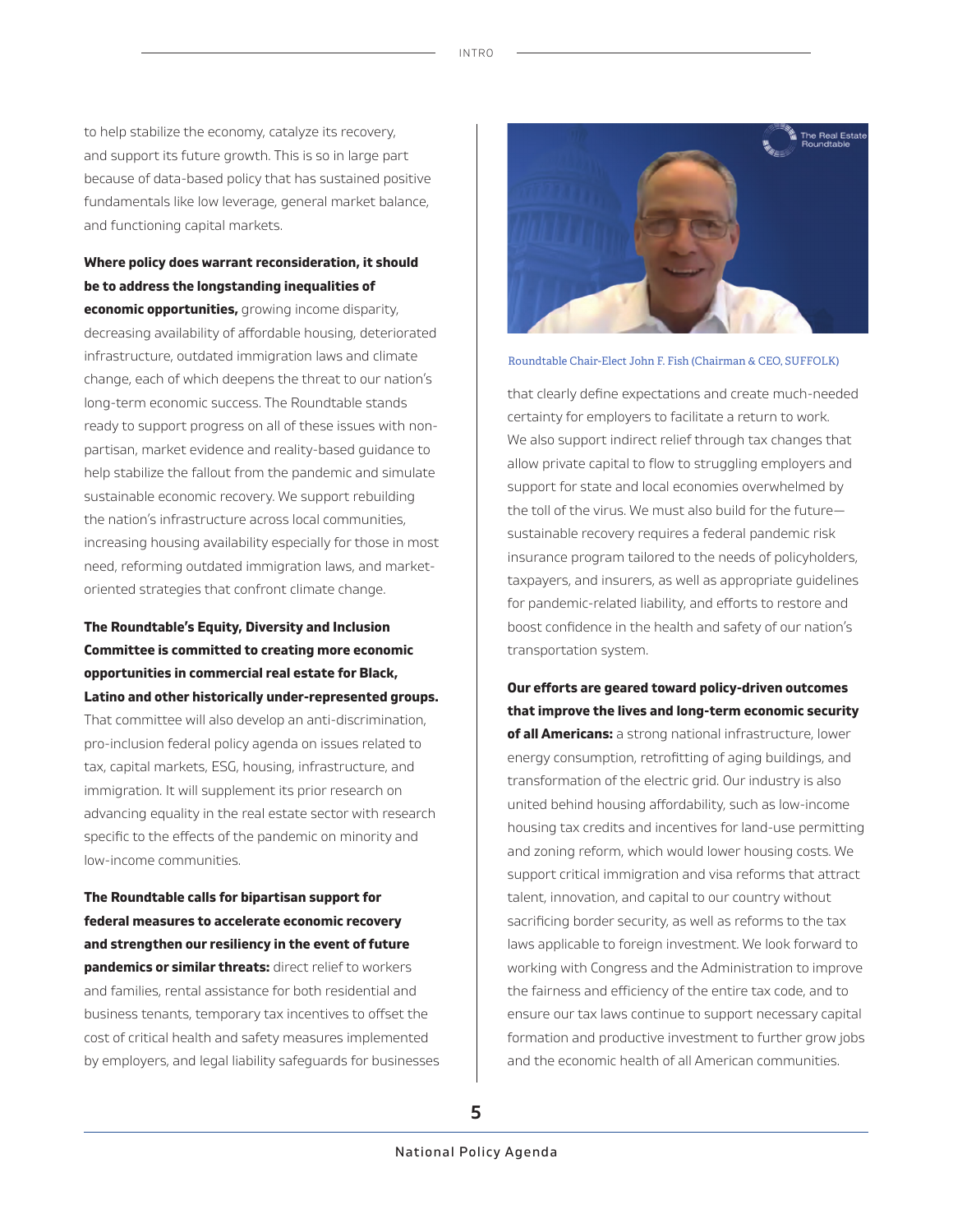to help stabilize the economy, catalyze its recovery, and support its future growth. This is so in large part because of data-based policy that has sustained positive fundamentals like low leverage, general market balance, and functioning capital markets.

**Where policy does warrant reconsideration, it should be to address the longstanding inequalities of economic opportunities,** growing income disparity, decreasing availability of affordable housing, deteriorated infrastructure, outdated immigration laws and climate change, each of which deepens the threat to our nation's long-term economic success. The Roundtable stands ready to support progress on all of these issues with non-partisan, market evidence and reality-based guidance to help stabilize the fallout from the pandemic and simulate sustainable economic recovery. We support rebuilding the nation's infrastructure across local communities, increasing housing availability especially for those in most need, reforming outdated immigration laws, and market-oriented strategies that confront climate change.

**The Roundtable's Equity, Diversity and Inclusion Committee is committed to creating more economic opportunities in commercial real estate for Black, Latino and other historically under-represented groups.** That committee will also develop an anti-discrimination, pro-inclusion federal policy agenda on issues related to tax, capital markets, ESG, housing, infrastructure, and immigration. It will supplement its prior research on advancing equality in the real estate sector with research specific to the effects of the pandemic on minority and low-income communities.

**The Roundtable calls for bipartisan support for federal measures to accelerate economic recovery and strengthen our resiliency in the event of future pandemics or similar threats:** direct relief to workers and families, rental assistance for both residential and business tenants, temporary tax incentives to offset the cost of critical health and safety measures implemented by employers, and legal liability safeguards for businesses that clearly define expectations and create much-needed certainty for employers to facilitate a return to work. We also support indirect relief through tax changes that allow private capital to flow to struggling employers and support for state and local economies overwhelmed by the toll of the virus. We must also build for the future—sustainable recovery requires a federal pandemic risk insurance program tailored to the needs of policyholders, taxpayers, and insurers, as well as appropriate guidelines for pandemic-related liability, and efforts to restore and boost confidence in the health and safety of our nation's transportation system.

Roundtable Chair-Elect John F. Fish (Chairman & CEO, SUFFOLK)

**Our efforts are geared toward policy-driven outcomes that improve the lives and long-term economic security of all Americans:** a strong national infrastructure, lower energy consumption, retrofitting of aging buildings, and transformation of the electric grid. Our industry is also united behind housing affordability, such as low-income housing tax credits and incentives for land-use permitting and zoning reform, which would lower housing costs. We support critical immigration and visa reforms that attract talent, innovation, and capital to our country without sacrificing border security, as well as reforms to the tax laws applicable to foreign investment. We look forward to working with Congress and the Administration to improve the fairness and efficiency of the entire tax code, and to ensure our tax laws continue to support necessary capital formation and productive investment to further grow jobs and the economic health of all American communities.